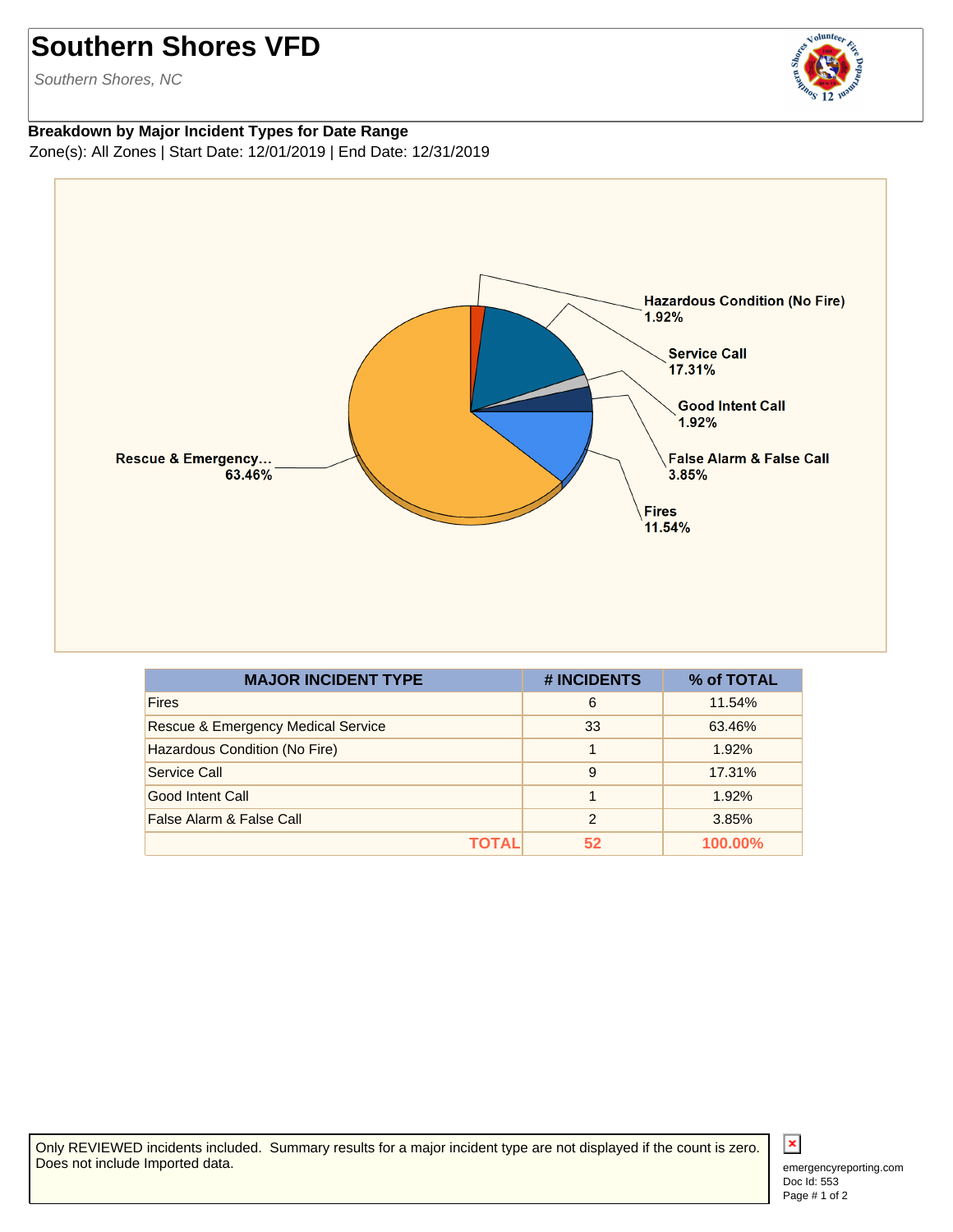# Southern Shores VFD

*Southern Shores, NC*

**Breakdown by Major Incident Types for Date Range**

Zone(s): All Zones | Start Date: 12/01/2019 | End Date: 12/31/2019

Hazardous Condition (No Fire) 1.92%

Service Call 17.31%

Good Intent Call 1.92%

False Alarm & False Call 3.85%

Fires 11.54%

Rescue & Emergency... 63.46%

| MAJOR INCIDENT TYPE | # INCIDENTS | % of TOTAL |
|---|---|---|
| Fires | 6 | 11.54% |
| Rescue & Emergency Medical Service | 33 | 63.46% |
| Hazardous Condition (No Fire) | 1 | 1.92% |
| Service Call | 9 | 17.31% |
| Good Intent Call | 1 | 1.92% |
| False Alarm & False Call | 2 | 3.85% |
| **TOTAL** | **52** | **100.00%** |

Only REVIEWED incidents included. Summary results for a major incident type are not displayed if the count is zero. Does not include Imported data.

emergencyreporting.com
Doc Id: 553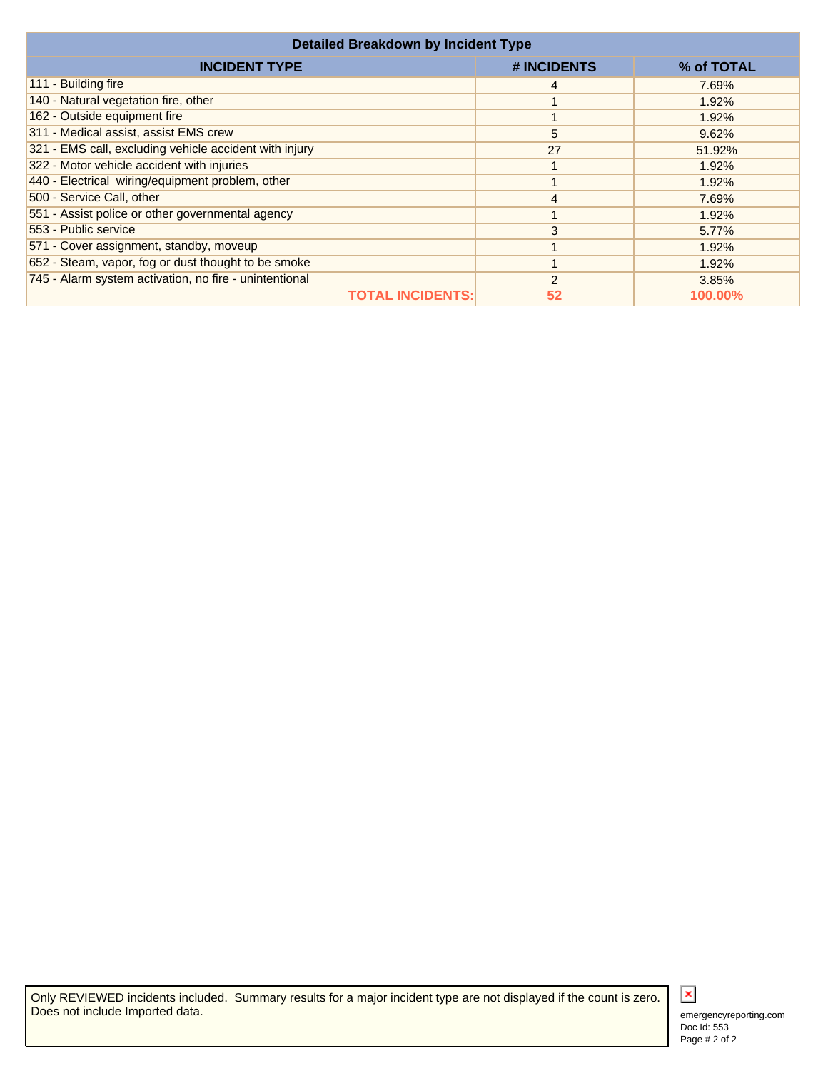| Detailed Breakdown by Incident Type | | |
|---|---|---|
| **INCIDENT TYPE** | **# INCIDENTS** | **% of TOTAL** |
| 111 - Building fire | 4 | 7.69% |
| 140 - Natural vegetation fire, other | 1 | 1.92% |
| 162 - Outside equipment fire | 1 | 1.92% |
| 311 - Medical assist, assist EMS crew | 5 | 9.62% |
| 321 - EMS call, excluding vehicle accident with injury | 27 | 51.92% |
| 322 - Motor vehicle accident with injuries | 1 | 1.92% |
| 440 - Electrical wiring/equipment problem, other | 1 | 1.92% |
| 500 - Service Call, other | 4 | 7.69% |
| 551 - Assist police or other governmental agency | 1 | 1.92% |
| 553 - Public service | 3 | 5.77% |
| 571 - Cover assignment, standby, moveup | 1 | 1.92% |
| 652 - Steam, vapor, fog or dust thought to be smoke | 1 | 1.92% |
| 745 - Alarm system activation, no fire - unintentional | 2 | 3.85% |
| **TOTAL INCIDENTS:** | **52** | **100.00%** |

Only REVIEWED incidents included. Summary results for a major incident type are not displayed if the count is zero. Does not include Imported data.

emergencyreporting.com
Doc Id: 553